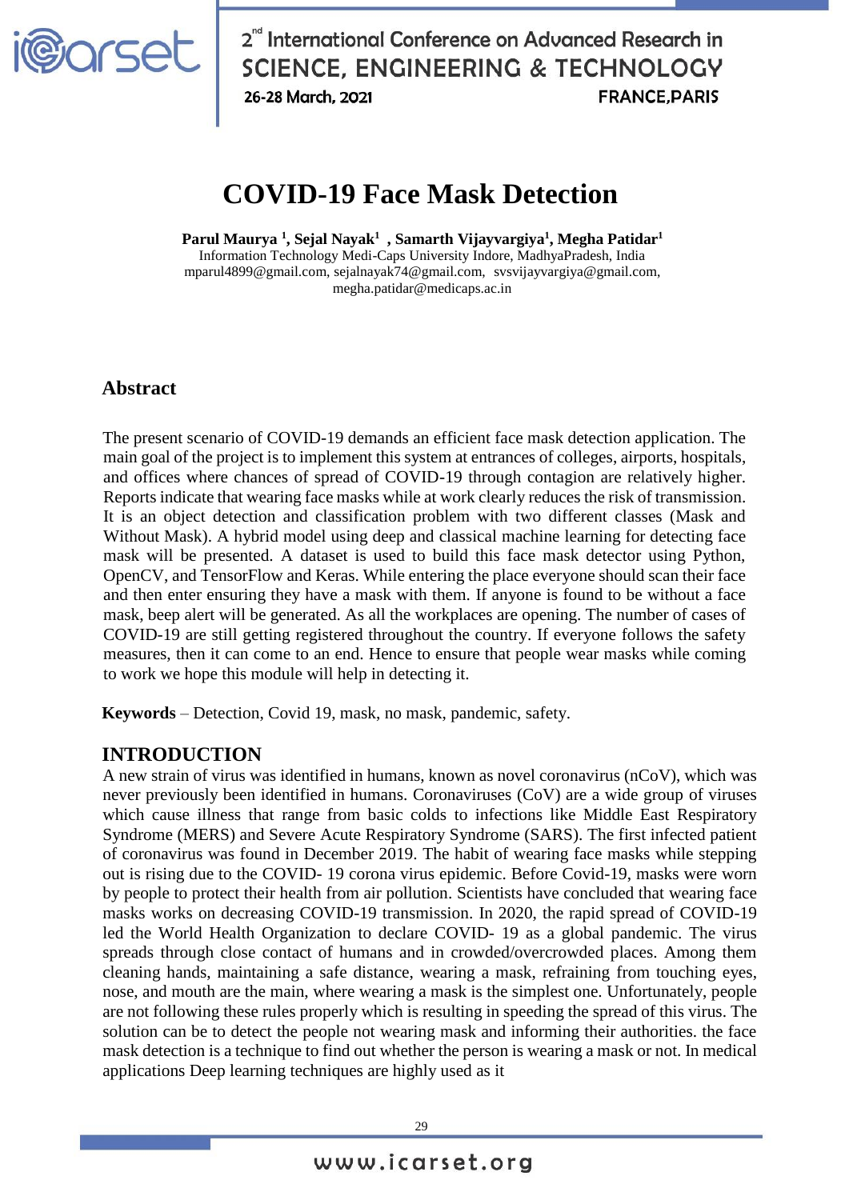# COVID-19 Face Mask Detection

**Parul Maurya [1], Sejal Nayak[1] , Samarth Vijayvargiya[1], Megha Patidar[1]**

Information Technology Medi-Caps University Indore, MadhyaPradesh, India

mparul4899@gmail.com, sejalnayak74@gmail.com, svsvijayvargiya@gmail.com, megha.patidar@medicaps.ac.in

## Abstract

The present scenario of COVID-19 demands an efficient face mask detection application. The main goal of the project is to implement this system at entrances of colleges, airports, hospitals, and offices where chances of spread of COVID-19 through contagion are relatively higher. Reports indicate that wearing face masks while at work clearly reduces the risk of transmission. It is an object detection and classification problem with two different classes (Mask and Without Mask). A hybrid model using deep and classical machine learning for detecting face mask will be presented. A dataset is used to build this face mask detector using Python, OpenCV, and TensorFlow and Keras. While entering the place everyone should scan their face and then enter ensuring they have a mask with them. If anyone is found to be without a face mask, beep alert will be generated. As all the workplaces are opening. The number of cases of COVID-19 are still getting registered throughout the country. If everyone follows the safety measures, then it can come to an end. Hence to ensure that people wear masks while coming to work we hope this module will help in detecting it.

**Keywords** – Detection, Covid 19, mask, no mask, pandemic, safety.

## INTRODUCTION

A new strain of virus was identified in humans, known as novel coronavirus (nCoV), which was never previously been identified in humans. Coronaviruses (CoV) are a wide group of viruses which cause illness that range from basic colds to infections like Middle East Respiratory Syndrome (MERS) and Severe Acute Respiratory Syndrome (SARS). The first infected patient of coronavirus was found in December 2019. The habit of wearing face masks while stepping out is rising due to the COVID- 19 corona virus epidemic. Before Covid-19, masks were worn by people to protect their health from air pollution. Scientists have concluded that wearing face masks works on decreasing COVID-19 transmission. In 2020, the rapid spread of COVID-19 led the World Health Organization to declare COVID- 19 as a global pandemic. The virus spreads through close contact of humans and in crowded/overcrowded places. Among them cleaning hands, maintaining a safe distance, wearing a mask, refraining from touching eyes, nose, and mouth are the main, where wearing a mask is the simplest one. Unfortunately, people are not following these rules properly which is resulting in speeding the spread of this virus. The solution can be to detect the people not wearing mask and informing their authorities. the face mask detection is a technique to find out whether the person is wearing a mask or not. In medical applications Deep learning techniques are highly used as it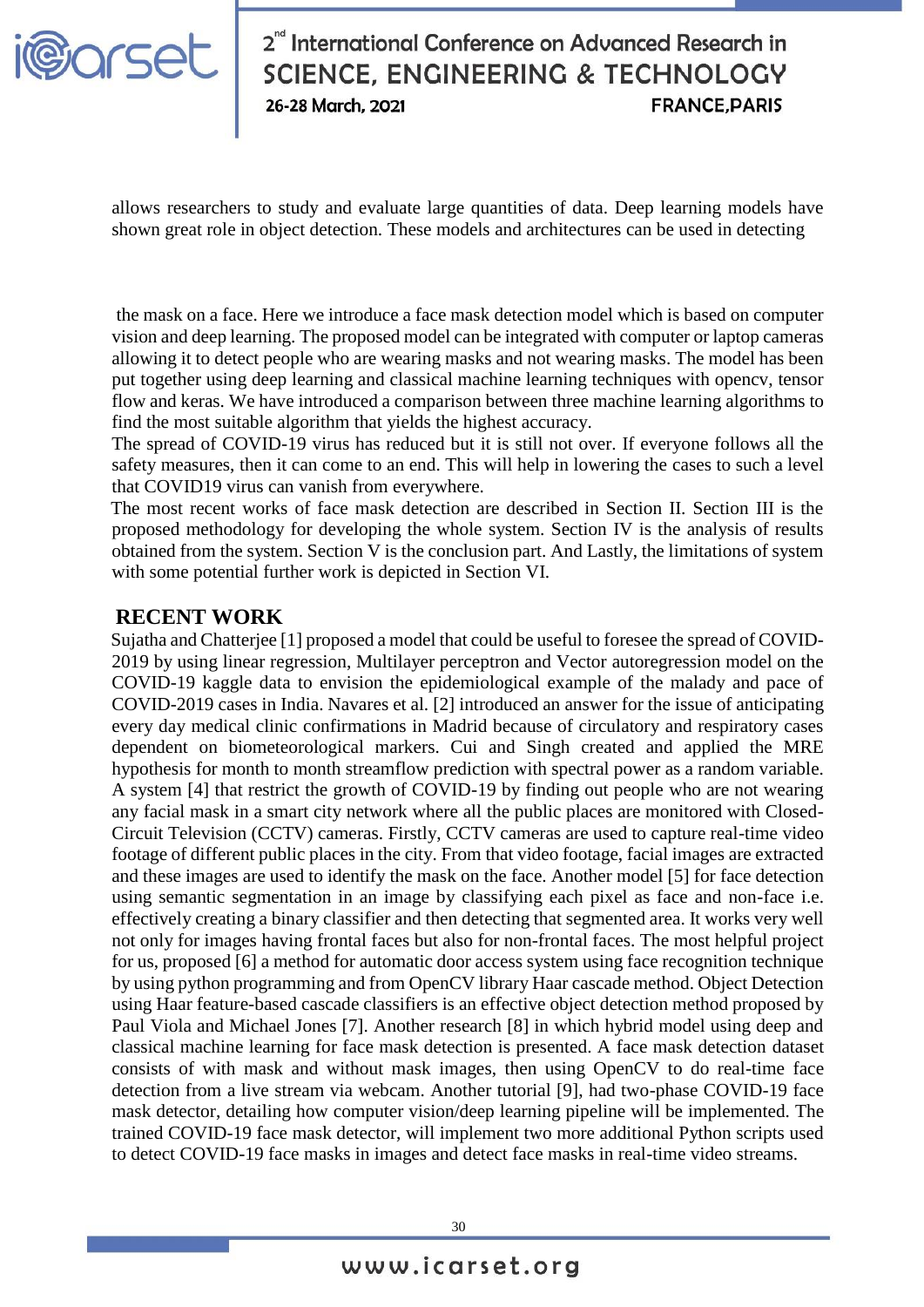allows researchers to study and evaluate large quantities of data. Deep learning models have shown great role in object detection. These models and architectures can be used in detecting

the mask on a face. Here we introduce a face mask detection model which is based on computer vision and deep learning. The proposed model can be integrated with computer or laptop cameras allowing it to detect people who are wearing masks and not wearing masks. The model has been put together using deep learning and classical machine learning techniques with opencv, tensor flow and keras. We have introduced a comparison between three machine learning algorithms to find the most suitable algorithm that yields the highest accuracy.

The spread of COVID-19 virus has reduced but it is still not over. If everyone follows all the safety measures, then it can come to an end. This will help in lowering the cases to such a level that COVID19 virus can vanish from everywhere.

The most recent works of face mask detection are described in Section II. Section III is the proposed methodology for developing the whole system. Section IV is the analysis of results obtained from the system. Section V is the conclusion part. And Lastly, the limitations of system with some potential further work is depicted in Section VI.

## RECENT WORK

Sujatha and Chatterjee [1] proposed a model that could be useful to foresee the spread of COVID-2019 by using linear regression, Multilayer perceptron and Vector autoregression model on the COVID-19 kaggle data to envision the epidemiological example of the malady and pace of COVID-2019 cases in India. Navares et al. [2] introduced an answer for the issue of anticipating every day medical clinic confirmations in Madrid because of circulatory and respiratory cases dependent on biometeorological markers. Cui and Singh created and applied the MRE hypothesis for month to month streamflow prediction with spectral power as a random variable. A system [4] that restrict the growth of COVID-19 by finding out people who are not wearing any facial mask in a smart city network where all the public places are monitored with Closed-Circuit Television (CCTV) cameras. Firstly, CCTV cameras are used to capture real-time video footage of different public places in the city. From that video footage, facial images are extracted and these images are used to identify the mask on the face. Another model [5] for face detection using semantic segmentation in an image by classifying each pixel as face and non-face i.e. effectively creating a binary classifier and then detecting that segmented area. It works very well not only for images having frontal faces but also for non-frontal faces. The most helpful project for us, proposed [6] a method for automatic door access system using face recognition technique by using python programming and from OpenCV library Haar cascade method. Object Detection using Haar feature-based cascade classifiers is an effective object detection method proposed by Paul Viola and Michael Jones [7]. Another research [8] in which hybrid model using deep and classical machine learning for face mask detection is presented. A face mask detection dataset consists of with mask and without mask images, then using OpenCV to do real-time face detection from a live stream via webcam. Another tutorial [9], had two-phase COVID-19 face mask detector, detailing how computer vision/deep learning pipeline will be implemented. The trained COVID-19 face mask detector, will implement two more additional Python scripts used to detect COVID-19 face masks in images and detect face masks in real-time video streams.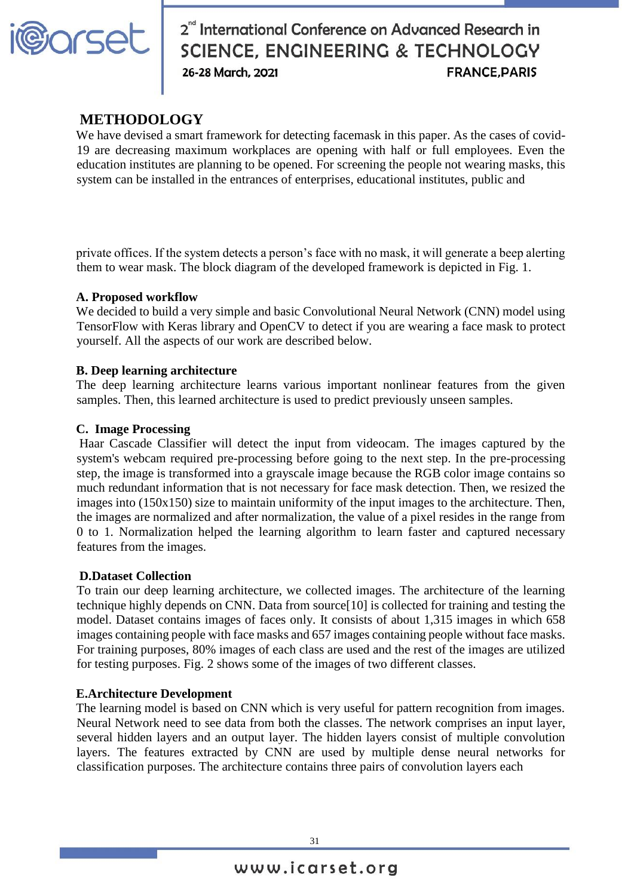## METHODOLOGY

We have devised a smart framework for detecting facemask in this paper. As the cases of covid-19 are decreasing maximum workplaces are opening with half or full employees. Even the education institutes are planning to be opened. For screening the people not wearing masks, this system can be installed in the entrances of enterprises, educational institutes, public and

private offices. If the system detects a person's face with no mask, it will generate a beep alerting them to wear mask. The block diagram of the developed framework is depicted in Fig. 1.

### A. Proposed workflow

We decided to build a very simple and basic Convolutional Neural Network (CNN) model using TensorFlow with Keras library and OpenCV to detect if you are wearing a face mask to protect yourself. All the aspects of our work are described below.

### B. Deep learning architecture

The deep learning architecture learns various important nonlinear features from the given samples. Then, this learned architecture is used to predict previously unseen samples.

### C. Image Processing

Haar Cascade Classifier will detect the input from videocam. The images captured by the system's webcam required pre-processing before going to the next step. In the pre-processing step, the image is transformed into a grayscale image because the RGB color image contains so much redundant information that is not necessary for face mask detection. Then, we resized the images into (150x150) size to maintain uniformity of the input images to the architecture. Then, the images are normalized and after normalization, the value of a pixel resides in the range from 0 to 1. Normalization helped the learning algorithm to learn faster and captured necessary features from the images.

### D.Dataset Collection

To train our deep learning architecture, we collected images. The architecture of the learning technique highly depends on CNN. Data from source[10] is collected for training and testing the model. Dataset contains images of faces only. It consists of about 1,315 images in which 658 images containing people with face masks and 657 images containing people without face masks. For training purposes, 80% images of each class are used and the rest of the images are utilized for testing purposes. Fig. 2 shows some of the images of two different classes.

### E.Architecture Development

The learning model is based on CNN which is very useful for pattern recognition from images. Neural Network need to see data from both the classes. The network comprises an input layer, several hidden layers and an output layer. The hidden layers consist of multiple convolution layers. The features extracted by CNN are used by multiple dense neural networks for classification purposes. The architecture contains three pairs of convolution layers each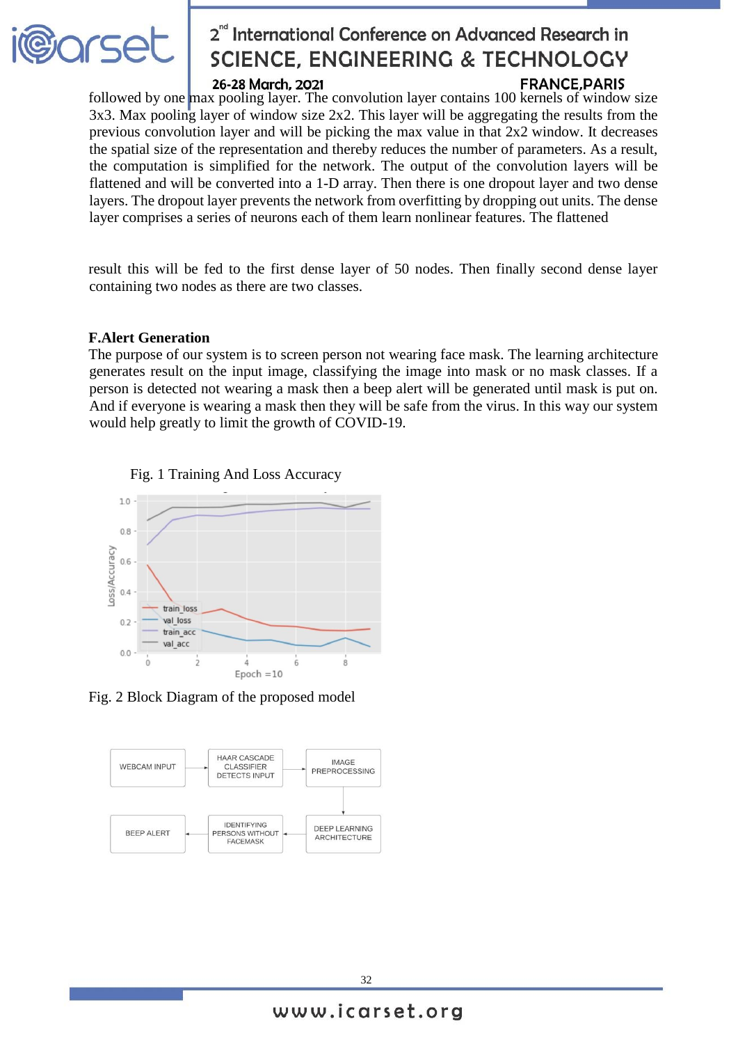followed by one max pooling layer. The convolution layer contains 100 kernels of window size 3x3. Max pooling layer of window size 2x2. This layer will be aggregating the results from the previous convolution layer and will be picking the max value in that 2x2 window. It decreases the spatial size of the representation and thereby reduces the number of parameters. As a result, the computation is simplified for the network. The output of the convolution layers will be flattened and will be converted into a 1-D array. Then there is one dropout layer and two dense layers. The dropout layer prevents the network from overfitting by dropping out units. The dense layer comprises a series of neurons each of them learn nonlinear features. The flattened

result this will be fed to the first dense layer of 50 nodes. Then finally second dense layer containing two nodes as there are two classes.

### F.Alert Generation

The purpose of our system is to screen person not wearing face mask. The learning architecture generates result on the input image, classifying the image into mask or no mask classes. If a person is detected not wearing a mask then a beep alert will be generated until mask is put on. And if everyone is wearing a mask then they will be safe from the virus. In this way our system would help greatly to limit the growth of COVID-19.

Fig. 1 Training And Loss Accuracy

Fig. 2 Block Diagram of the proposed model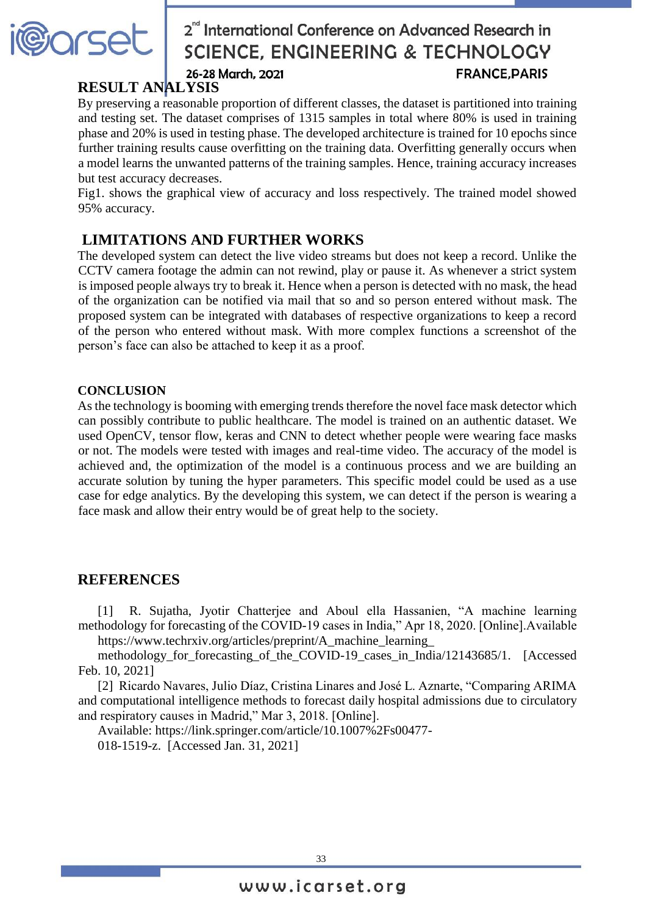## RESULT ANALYSIS

By preserving a reasonable proportion of different classes, the dataset is partitioned into training and testing set. The dataset comprises of 1315 samples in total where 80% is used in training phase and 20% is used in testing phase. The developed architecture is trained for 10 epochs since further training results cause overfitting on the training data. Overfitting generally occurs when a model learns the unwanted patterns of the training samples. Hence, training accuracy increases but test accuracy decreases.

Fig1. shows the graphical view of accuracy and loss respectively. The trained model showed 95% accuracy.

## LIMITATIONS AND FURTHER WORKS

The developed system can detect the live video streams but does not keep a record. Unlike the CCTV camera footage the admin can not rewind, play or pause it. As whenever a strict system is imposed people always try to break it. Hence when a person is detected with no mask, the head of the organization can be notified via mail that so and so person entered without mask. The proposed system can be integrated with databases of respective organizations to keep a record of the person who entered without mask. With more complex functions a screenshot of the person's face can also be attached to keep it as a proof.

## CONCLUSION

As the technology is booming with emerging trends therefore the novel face mask detector which can possibly contribute to public healthcare. The model is trained on an authentic dataset. We used OpenCV, tensor flow, keras and CNN to detect whether people were wearing face masks or not. The models were tested with images and real-time video. The accuracy of the model is achieved and, the optimization of the model is a continuous process and we are building an accurate solution by tuning the hyper parameters. This specific model could be used as a use case for edge analytics. By the developing this system, we can detect if the person is wearing a face mask and allow their entry would be of great help to the society.

## REFERENCES

[1] R. Sujatha, Jyotir Chatterjee and Aboul ella Hassanien, "A machine learning methodology for forecasting of the COVID-19 cases in India," Apr 18, 2020. [Online].Available https://www.techrxiv.org/articles/preprint/A_machine_learning_methodology_for_forecasting_of_the_COVID-19_cases_in_India/12143685/1. [Accessed Feb. 10, 2021]

[2] Ricardo Navares, Julio Díaz, Cristina Linares and José L. Aznarte, "Comparing ARIMA and computational intelligence methods to forecast daily hospital admissions due to circulatory and respiratory causes in Madrid," Mar 3, 2018. [Online]. Available: https://link.springer.com/article/10.1007%2Fs00477-018-1519-z. [Accessed Jan. 31, 2021]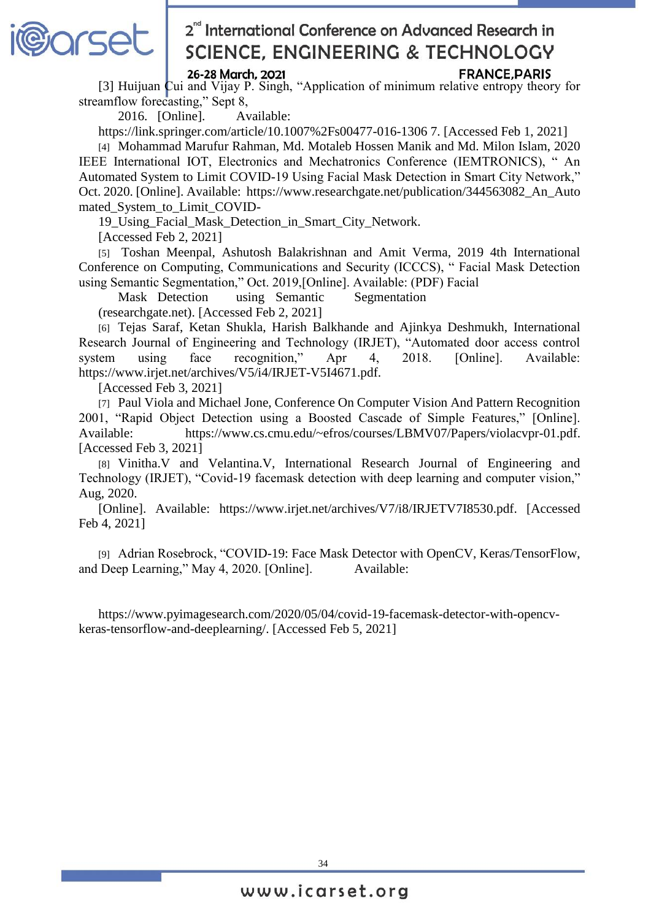[3] Huijuan Cui and Vijay P. Singh, "Application of minimum relative entropy theory for streamflow forecasting," Sept 8, 2016. [Online]. Available: https://link.springer.com/article/10.1007%2Fs00477-016-1306 7. [Accessed Feb 1, 2021]

[4] Mohammad Marufur Rahman, Md. Motaleb Hossen Manik and Md. Milon Islam, 2020 IEEE International IOT, Electronics and Mechatronics Conference (IEMTRONICS), " An Automated System to Limit COVID-19 Using Facial Mask Detection in Smart City Network," Oct. 2020. [Online]. Available: https://www.researchgate.net/publication/344563082_An_Automated_System_to_Limit_COVID-19_Using_Facial_Mask_Detection_in_Smart_City_Network. [Accessed Feb 2, 2021]

[5] Toshan Meenpal, Ashutosh Balakrishnan and Amit Verma, 2019 4th International Conference on Computing, Communications and Security (ICCCS), " Facial Mask Detection using Semantic Segmentation," Oct. 2019,[Online]. Available: (PDF) Facial Mask Detection using Semantic Segmentation (researchgate.net). [Accessed Feb 2, 2021]

[6] Tejas Saraf, Ketan Shukla, Harish Balkhande and Ajinkya Deshmukh, International Research Journal of Engineering and Technology (IRJET), "Automated door access control system using face recognition," Apr 4, 2018. [Online]. Available: https://www.irjet.net/archives/V5/i4/IRJET-V5I4671.pdf. [Accessed Feb 3, 2021]

[7] Paul Viola and Michael Jone, Conference On Computer Vision And Pattern Recognition 2001, "Rapid Object Detection using a Boosted Cascade of Simple Features," [Online]. Available: https://www.cs.cmu.edu/~efros/courses/LBMV07/Papers/violacvpr-01.pdf. [Accessed Feb 3, 2021]

[8] Vinitha.V and Velantina.V, International Research Journal of Engineering and Technology (IRJET), "Covid-19 facemask detection with deep learning and computer vision," Aug, 2020. [Online]. Available: https://www.irjet.net/archives/V7/i8/IRJETV7I8530.pdf. [Accessed Feb 4, 2021]

[9] Adrian Rosebrock, "COVID-19: Face Mask Detector with OpenCV, Keras/TensorFlow, and Deep Learning," May 4, 2020. [Online]. Available: https://www.pyimagesearch.com/2020/05/04/covid-19-facemask-detector-with-opencv-keras-tensorflow-and-deeplearning/. [Accessed Feb 5, 2021]